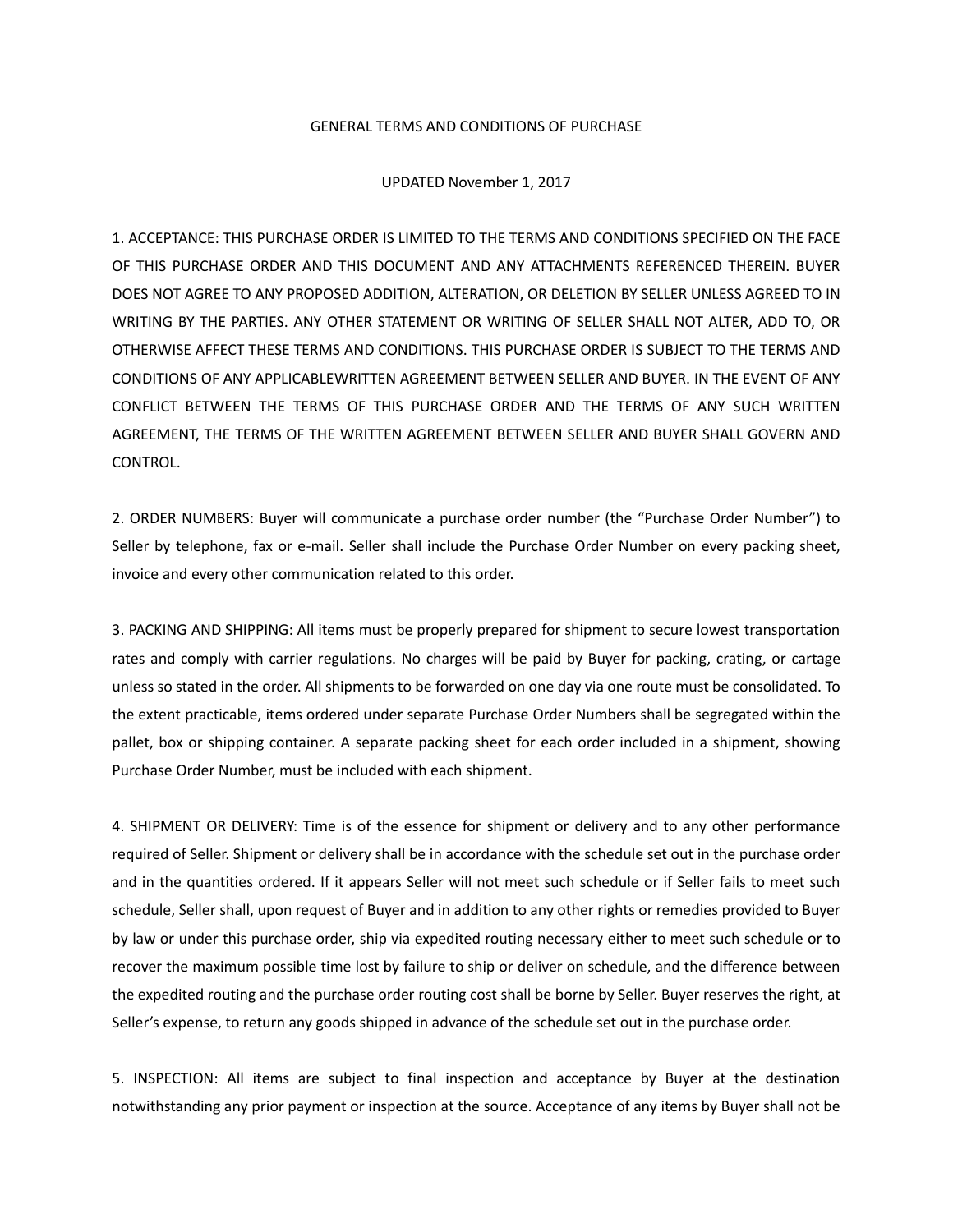# GENERAL TERMS AND CONDITIONS OF PURCHASE

UPDATED November 1, 2017

1. ACCEPTANCE: THIS PURCHASE ORDER IS LIMITED TO THE TERMS AND CONDITIONS SPECIFIED ON THE FACE OF THIS PURCHASE ORDER AND THIS DOCUMENT AND ANY ATTACHMENTS REFERENCED THEREIN. BUYER DOES NOT AGREE TO ANY PROPOSED ADDITION, ALTERATION, OR DELETION BY SELLER UNLESS AGREED TO IN WRITING BY THE PARTIES. ANY OTHER STATEMENT OR WRITING OF SELLER SHALL NOT ALTER, ADD TO, OR OTHERWISE AFFECT THESE TERMS AND CONDITIONS. THIS PURCHASE ORDER IS SUBJECT TO THE TERMS AND CONDITIONS OF ANY APPLICABLEWRITTEN AGREEMENT BETWEEN SELLER AND BUYER. IN THE EVENT OF ANY CONFLICT BETWEEN THE TERMS OF THIS PURCHASE ORDER AND THE TERMS OF ANY SUCH WRITTEN AGREEMENT, THE TERMS OF THE WRITTEN AGREEMENT BETWEEN SELLER AND BUYER SHALL GOVERN AND CONTROL.

2. ORDER NUMBERS: Buyer will communicate a purchase order number (the "Purchase Order Number") to Seller by telephone, fax or e-mail. Seller shall include the Purchase Order Number on every packing sheet, invoice and every other communication related to this order.

3. PACKING AND SHIPPING: All items must be properly prepared for shipment to secure lowest transportation rates and comply with carrier regulations. No charges will be paid by Buyer for packing, crating, or cartage unless so stated in the order. All shipments to be forwarded on one day via one route must be consolidated. To the extent practicable, items ordered under separate Purchase Order Numbers shall be segregated within the pallet, box or shipping container. A separate packing sheet for each order included in a shipment, showing Purchase Order Number, must be included with each shipment.

4. SHIPMENT OR DELIVERY: Time is of the essence for shipment or delivery and to any other performance required of Seller. Shipment or delivery shall be in accordance with the schedule set out in the purchase order and in the quantities ordered. If it appears Seller will not meet such schedule or if Seller fails to meet such schedule, Seller shall, upon request of Buyer and in addition to any other rights or remedies provided to Buyer by law or under this purchase order, ship via expedited routing necessary either to meet such schedule or to recover the maximum possible time lost by failure to ship or deliver on schedule, and the difference between the expedited routing and the purchase order routing cost shall be borne by Seller. Buyer reserves the right, at Seller's expense, to return any goods shipped in advance of the schedule set out in the purchase order.

5. INSPECTION: All items are subject to final inspection and acceptance by Buyer at the destination notwithstanding any prior payment or inspection at the source. Acceptance of any items by Buyer shall not be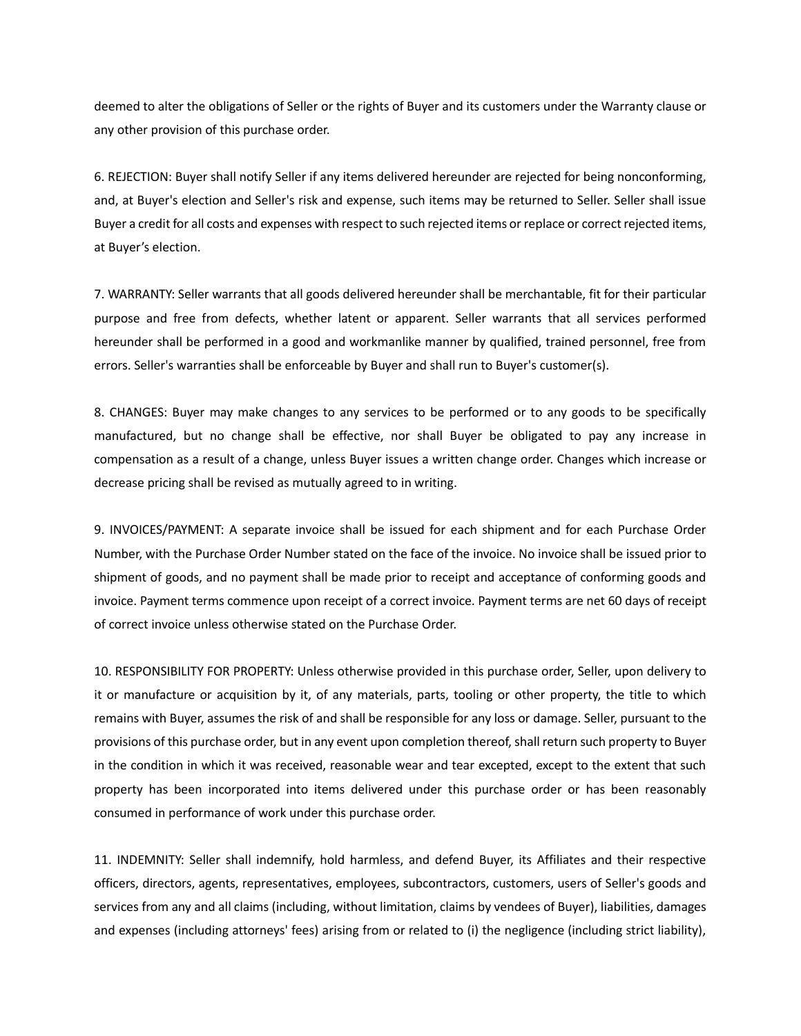deemed to alter the obligations of Seller or the rights of Buyer and its customers under the Warranty clause or any other provision of this purchase order.

6. REJECTION: Buyer shall notify Seller if any items delivered hereunder are rejected for being nonconforming, and, at Buyer's election and Seller's risk and expense, such items may be returned to Seller. Seller shall issue Buyer a credit for all costs and expenses with respect to such rejected items or replace or correct rejected items, at Buyer's election.

7. WARRANTY: Seller warrants that all goods delivered hereunder shall be merchantable, fit for their particular purpose and free from defects, whether latent or apparent. Seller warrants that all services performed hereunder shall be performed in a good and workmanlike manner by qualified, trained personnel, free from errors. Seller's warranties shall be enforceable by Buyer and shall run to Buyer's customer(s).

8. CHANGES: Buyer may make changes to any services to be performed or to any goods to be specifically manufactured, but no change shall be effective, nor shall Buyer be obligated to pay any increase in compensation as a result of a change, unless Buyer issues a written change order. Changes which increase or decrease pricing shall be revised as mutually agreed to in writing.

9. INVOICES/PAYMENT: A separate invoice shall be issued for each shipment and for each Purchase Order Number, with the Purchase Order Number stated on the face of the invoice. No invoice shall be issued prior to shipment of goods, and no payment shall be made prior to receipt and acceptance of conforming goods and invoice. Payment terms commence upon receipt of a correct invoice. Payment terms are net 60 days of receipt of correct invoice unless otherwise stated on the Purchase Order.

10. RESPONSIBILITY FOR PROPERTY: Unless otherwise provided in this purchase order, Seller, upon delivery to it or manufacture or acquisition by it, of any materials, parts, tooling or other property, the title to which remains with Buyer, assumes the risk of and shall be responsible for any loss or damage. Seller, pursuant to the provisions of this purchase order, but in any event upon completion thereof, shall return such property to Buyer in the condition in which it was received, reasonable wear and tear excepted, except to the extent that such property has been incorporated into items delivered under this purchase order or has been reasonably consumed in performance of work under this purchase order.

11. INDEMNITY: Seller shall indemnify, hold harmless, and defend Buyer, its Affiliates and their respective officers, directors, agents, representatives, employees, subcontractors, customers, users of Seller's goods and services from any and all claims (including, without limitation, claims by vendees of Buyer), liabilities, damages and expenses (including attorneys' fees) arising from or related to (i) the negligence (including strict liability),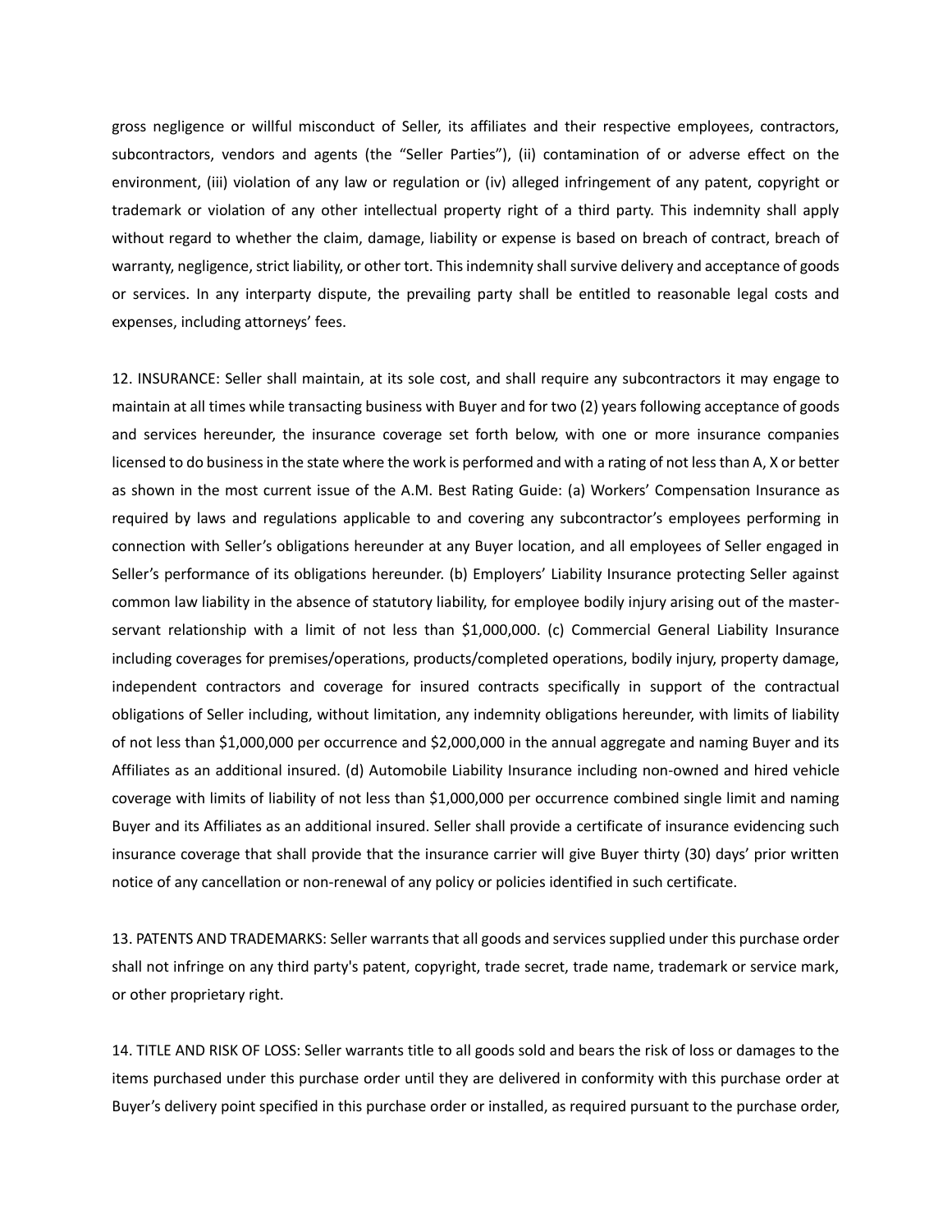gross negligence or willful misconduct of Seller, its affiliates and their respective employees, contractors, subcontractors, vendors and agents (the "Seller Parties"), (ii) contamination of or adverse effect on the environment, (iii) violation of any law or regulation or (iv) alleged infringement of any patent, copyright or trademark or violation of any other intellectual property right of a third party. This indemnity shall apply without regard to whether the claim, damage, liability or expense is based on breach of contract, breach of warranty, negligence, strict liability, or other tort. This indemnity shall survive delivery and acceptance of goods or services. In any interparty dispute, the prevailing party shall be entitled to reasonable legal costs and expenses, including attorneys' fees.

12. INSURANCE: Seller shall maintain, at its sole cost, and shall require any subcontractors it may engage to maintain at all times while transacting business with Buyer and for two (2) years following acceptance of goods and services hereunder, the insurance coverage set forth below, with one or more insurance companies licensed to do business in the state where the work is performed and with a rating of not less than A, X or better as shown in the most current issue of the A.M. Best Rating Guide: (a) Workers' Compensation Insurance as required by laws and regulations applicable to and covering any subcontractor's employees performing in connection with Seller's obligations hereunder at any Buyer location, and all employees of Seller engaged in Seller's performance of its obligations hereunder. (b) Employers' Liability Insurance protecting Seller against common law liability in the absence of statutory liability, for employee bodily injury arising out of the master-servant relationship with a limit of not less than $1,000,000. (c) Commercial General Liability Insurance including coverages for premises/operations, products/completed operations, bodily injury, property damage, independent contractors and coverage for insured contracts specifically in support of the contractual obligations of Seller including, without limitation, any indemnity obligations hereunder, with limits of liability of not less than $1,000,000 per occurrence and $2,000,000 in the annual aggregate and naming Buyer and its Affiliates as an additional insured. (d) Automobile Liability Insurance including non-owned and hired vehicle coverage with limits of liability of not less than $1,000,000 per occurrence combined single limit and naming Buyer and its Affiliates as an additional insured. Seller shall provide a certificate of insurance evidencing such insurance coverage that shall provide that the insurance carrier will give Buyer thirty (30) days' prior written notice of any cancellation or non-renewal of any policy or policies identified in such certificate.

13. PATENTS AND TRADEMARKS: Seller warrants that all goods and services supplied under this purchase order shall not infringe on any third party's patent, copyright, trade secret, trade name, trademark or service mark, or other proprietary right.

14. TITLE AND RISK OF LOSS: Seller warrants title to all goods sold and bears the risk of loss or damages to the items purchased under this purchase order until they are delivered in conformity with this purchase order at Buyer's delivery point specified in this purchase order or installed, as required pursuant to the purchase order,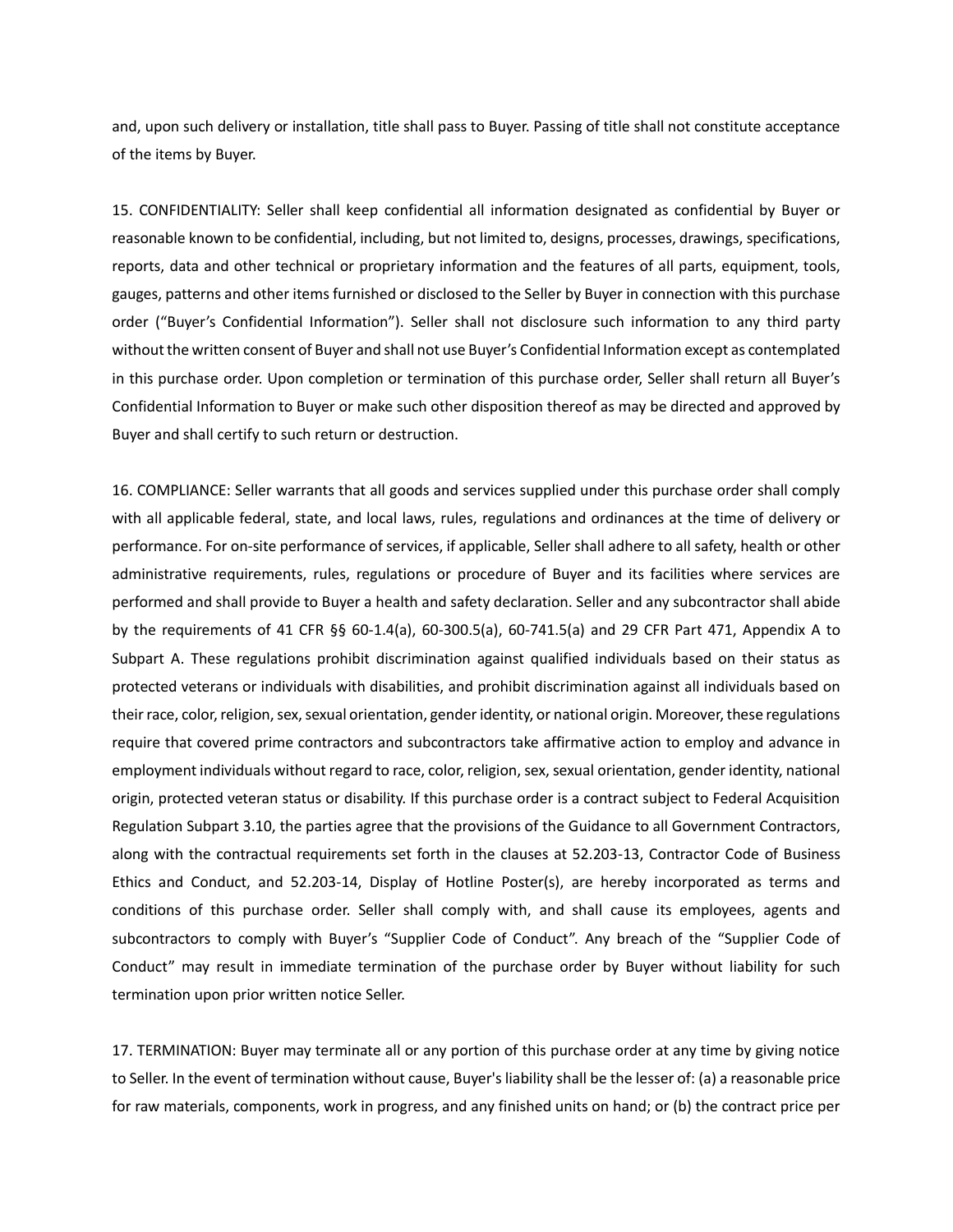and, upon such delivery or installation, title shall pass to Buyer. Passing of title shall not constitute acceptance of the items by Buyer.

15. CONFIDENTIALITY: Seller shall keep confidential all information designated as confidential by Buyer or reasonable known to be confidential, including, but not limited to, designs, processes, drawings, specifications, reports, data and other technical or proprietary information and the features of all parts, equipment, tools, gauges, patterns and other items furnished or disclosed to the Seller by Buyer in connection with this purchase order ("Buyer's Confidential Information"). Seller shall not disclosure such information to any third party without the written consent of Buyer and shall not use Buyer's Confidential Information except as contemplated in this purchase order. Upon completion or termination of this purchase order, Seller shall return all Buyer's Confidential Information to Buyer or make such other disposition thereof as may be directed and approved by Buyer and shall certify to such return or destruction.

16. COMPLIANCE: Seller warrants that all goods and services supplied under this purchase order shall comply with all applicable federal, state, and local laws, rules, regulations and ordinances at the time of delivery or performance. For on-site performance of services, if applicable, Seller shall adhere to all safety, health or other administrative requirements, rules, regulations or procedure of Buyer and its facilities where services are performed and shall provide to Buyer a health and safety declaration. Seller and any subcontractor shall abide by the requirements of 41 CFR §§ 60-1.4(a), 60-300.5(a), 60-741.5(a) and 29 CFR Part 471, Appendix A to Subpart A. These regulations prohibit discrimination against qualified individuals based on their status as protected veterans or individuals with disabilities, and prohibit discrimination against all individuals based on their race, color, religion, sex, sexual orientation, gender identity, or national origin. Moreover, these regulations require that covered prime contractors and subcontractors take affirmative action to employ and advance in employment individuals without regard to race, color, religion, sex, sexual orientation, gender identity, national origin, protected veteran status or disability. If this purchase order is a contract subject to Federal Acquisition Regulation Subpart 3.10, the parties agree that the provisions of the Guidance to all Government Contractors, along with the contractual requirements set forth in the clauses at 52.203-13, Contractor Code of Business Ethics and Conduct, and 52.203-14, Display of Hotline Poster(s), are hereby incorporated as terms and conditions of this purchase order. Seller shall comply with, and shall cause its employees, agents and subcontractors to comply with Buyer's "Supplier Code of Conduct". Any breach of the "Supplier Code of Conduct" may result in immediate termination of the purchase order by Buyer without liability for such termination upon prior written notice Seller.

17. TERMINATION: Buyer may terminate all or any portion of this purchase order at any time by giving notice to Seller. In the event of termination without cause, Buyer's liability shall be the lesser of: (a) a reasonable price for raw materials, components, work in progress, and any finished units on hand; or (b) the contract price per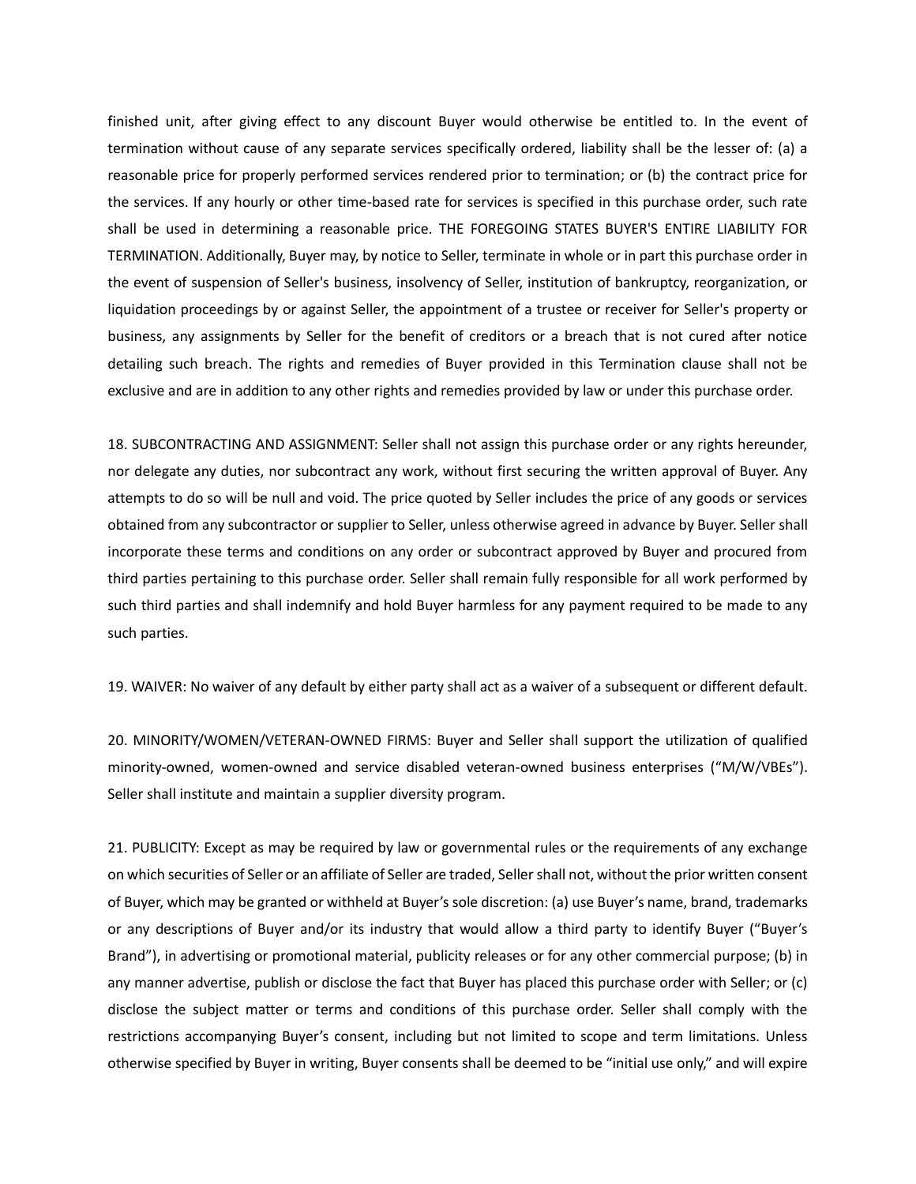finished unit, after giving effect to any discount Buyer would otherwise be entitled to. In the event of termination without cause of any separate services specifically ordered, liability shall be the lesser of: (a) a reasonable price for properly performed services rendered prior to termination; or (b) the contract price for the services. If any hourly or other time-based rate for services is specified in this purchase order, such rate shall be used in determining a reasonable price. THE FOREGOING STATES BUYER'S ENTIRE LIABILITY FOR TERMINATION. Additionally, Buyer may, by notice to Seller, terminate in whole or in part this purchase order in the event of suspension of Seller's business, insolvency of Seller, institution of bankruptcy, reorganization, or liquidation proceedings by or against Seller, the appointment of a trustee or receiver for Seller's property or business, any assignments by Seller for the benefit of creditors or a breach that is not cured after notice detailing such breach. The rights and remedies of Buyer provided in this Termination clause shall not be exclusive and are in addition to any other rights and remedies provided by law or under this purchase order.

18. SUBCONTRACTING AND ASSIGNMENT: Seller shall not assign this purchase order or any rights hereunder, nor delegate any duties, nor subcontract any work, without first securing the written approval of Buyer. Any attempts to do so will be null and void. The price quoted by Seller includes the price of any goods or services obtained from any subcontractor or supplier to Seller, unless otherwise agreed in advance by Buyer. Seller shall incorporate these terms and conditions on any order or subcontract approved by Buyer and procured from third parties pertaining to this purchase order. Seller shall remain fully responsible for all work performed by such third parties and shall indemnify and hold Buyer harmless for any payment required to be made to any such parties.

19. WAIVER: No waiver of any default by either party shall act as a waiver of a subsequent or different default.

20. MINORITY/WOMEN/VETERAN-OWNED FIRMS: Buyer and Seller shall support the utilization of qualified minority-owned, women-owned and service disabled veteran-owned business enterprises ("M/W/VBEs"). Seller shall institute and maintain a supplier diversity program.

21. PUBLICITY: Except as may be required by law or governmental rules or the requirements of any exchange on which securities of Seller or an affiliate of Seller are traded, Seller shall not, without the prior written consent of Buyer, which may be granted or withheld at Buyer's sole discretion: (a) use Buyer's name, brand, trademarks or any descriptions of Buyer and/or its industry that would allow a third party to identify Buyer ("Buyer's Brand"), in advertising or promotional material, publicity releases or for any other commercial purpose; (b) in any manner advertise, publish or disclose the fact that Buyer has placed this purchase order with Seller; or (c) disclose the subject matter or terms and conditions of this purchase order. Seller shall comply with the restrictions accompanying Buyer's consent, including but not limited to scope and term limitations. Unless otherwise specified by Buyer in writing, Buyer consents shall be deemed to be "initial use only," and will expire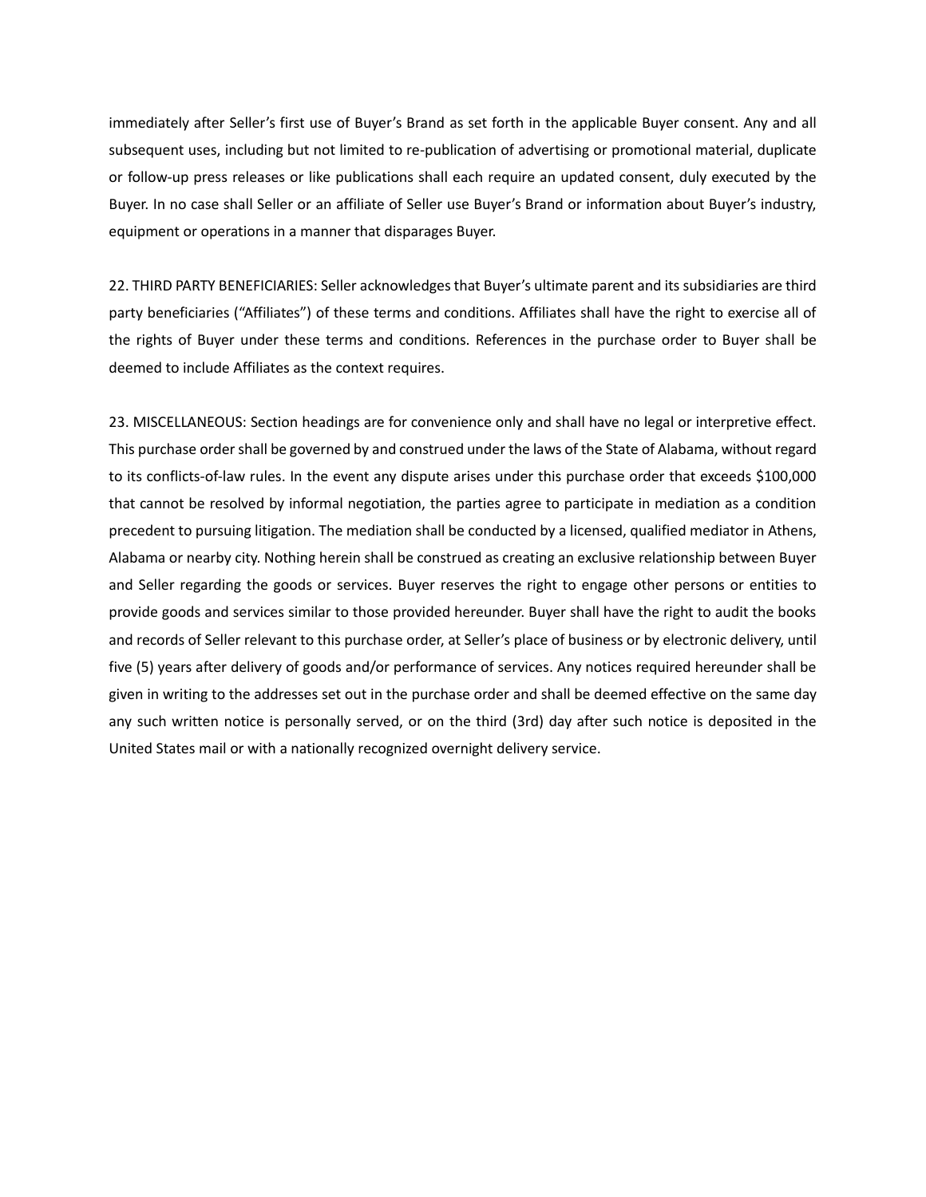immediately after Seller's first use of Buyer's Brand as set forth in the applicable Buyer consent. Any and all subsequent uses, including but not limited to re-publication of advertising or promotional material, duplicate or follow-up press releases or like publications shall each require an updated consent, duly executed by the Buyer. In no case shall Seller or an affiliate of Seller use Buyer's Brand or information about Buyer's industry, equipment or operations in a manner that disparages Buyer.

22. THIRD PARTY BENEFICIARIES: Seller acknowledges that Buyer's ultimate parent and its subsidiaries are third party beneficiaries ("Affiliates") of these terms and conditions. Affiliates shall have the right to exercise all of the rights of Buyer under these terms and conditions. References in the purchase order to Buyer shall be deemed to include Affiliates as the context requires.

23. MISCELLANEOUS: Section headings are for convenience only and shall have no legal or interpretive effect. This purchase order shall be governed by and construed under the laws of the State of Alabama, without regard to its conflicts-of-law rules. In the event any dispute arises under this purchase order that exceeds $100,000 that cannot be resolved by informal negotiation, the parties agree to participate in mediation as a condition precedent to pursuing litigation. The mediation shall be conducted by a licensed, qualified mediator in Athens, Alabama or nearby city. Nothing herein shall be construed as creating an exclusive relationship between Buyer and Seller regarding the goods or services. Buyer reserves the right to engage other persons or entities to provide goods and services similar to those provided hereunder. Buyer shall have the right to audit the books and records of Seller relevant to this purchase order, at Seller's place of business or by electronic delivery, until five (5) years after delivery of goods and/or performance of services. Any notices required hereunder shall be given in writing to the addresses set out in the purchase order and shall be deemed effective on the same day any such written notice is personally served, or on the third (3rd) day after such notice is deposited in the United States mail or with a nationally recognized overnight delivery service.